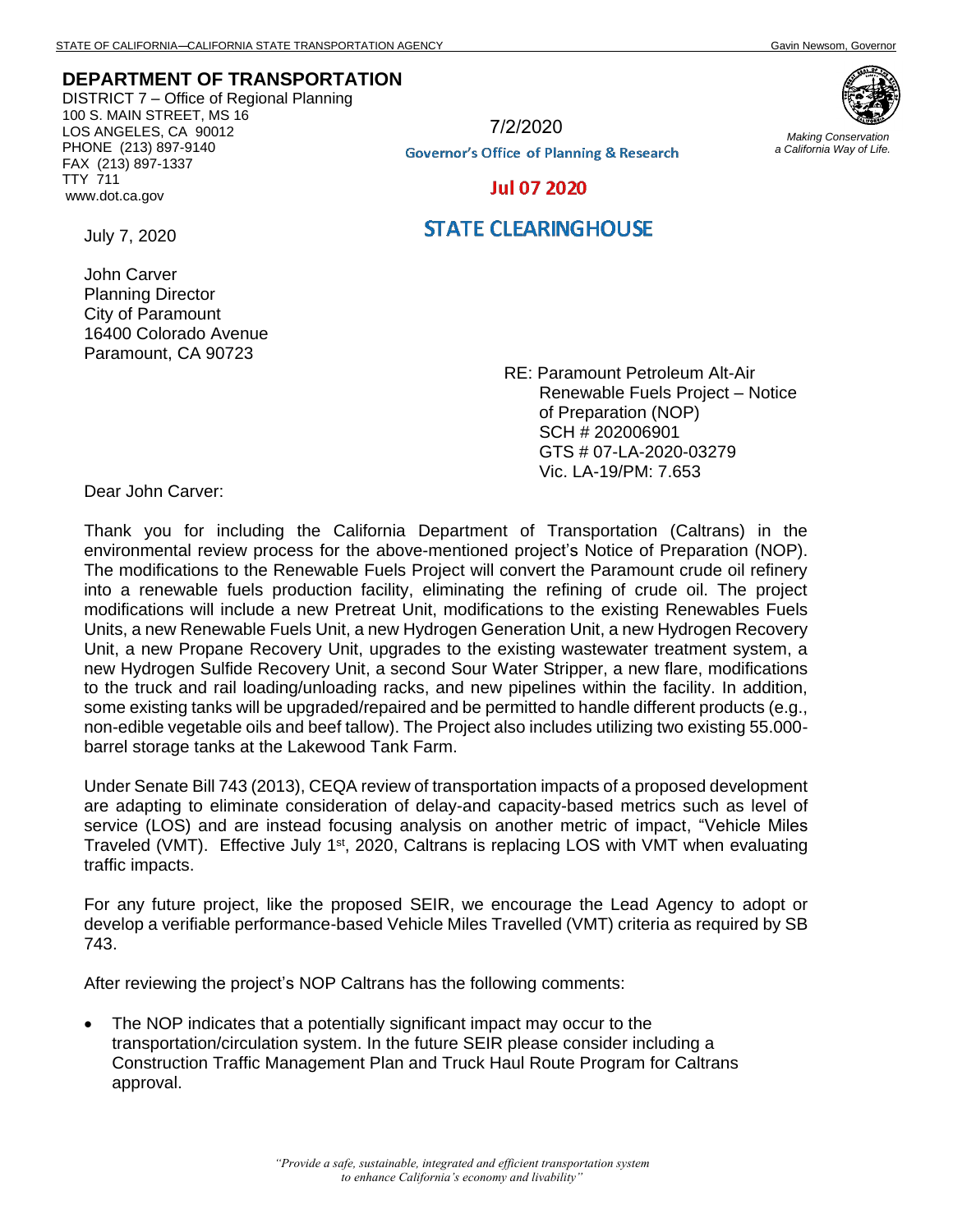STATE OF CALIFORNIA—CALIFORNIA STATE TRANSPORTATION AGENCY Gavin Newsom, Governor

**DEPARTMENT OF TRANSPORTATION**
DISTRICT 7 – Office of Regional Planning
100 S. MAIN STREET, MS 16
LOS ANGELES, CA 90012
PHONE (213) 897-9140
FAX (213) 897-1337
TTY 711
www.dot.ca.gov

*Making Conservation a California Way of Life.*

7/2/2020

Governor's Office of Planning & Research

Jul 07 2020

STATE CLEARINGHOUSE

July 7, 2020

John Carver
Planning Director
City of Paramount
16400 Colorado Avenue
Paramount, CA 90723

RE: Paramount Petroleum Alt-Air Renewable Fuels Project – Notice of Preparation (NOP)
SCH # 202006901
GTS # 07-LA-2020-03279
Vic. LA-19/PM: 7.653

Dear John Carver:

Thank you for including the California Department of Transportation (Caltrans) in the environmental review process for the above-mentioned project's Notice of Preparation (NOP). The modifications to the Renewable Fuels Project will convert the Paramount crude oil refinery into a renewable fuels production facility, eliminating the refining of crude oil. The project modifications will include a new Pretreat Unit, modifications to the existing Renewables Fuels Units, a new Renewable Fuels Unit, a new Hydrogen Generation Unit, a new Hydrogen Recovery Unit, a new Propane Recovery Unit, upgrades to the existing wastewater treatment system, a new Hydrogen Sulfide Recovery Unit, a second Sour Water Stripper, a new flare, modifications to the truck and rail loading/unloading racks, and new pipelines within the facility. In addition, some existing tanks will be upgraded/repaired and be permitted to handle different products (e.g., non-edible vegetable oils and beef tallow). The Project also includes utilizing two existing 55.000-barrel storage tanks at the Lakewood Tank Farm.

Under Senate Bill 743 (2013), CEQA review of transportation impacts of a proposed development are adapting to eliminate consideration of delay-and capacity-based metrics such as level of service (LOS) and are instead focusing analysis on another metric of impact, "Vehicle Miles Traveled (VMT). Effective July 1st, 2020, Caltrans is replacing LOS with VMT when evaluating traffic impacts.

For any future project, like the proposed SEIR, we encourage the Lead Agency to adopt or develop a verifiable performance-based Vehicle Miles Travelled (VMT) criteria as required by SB 743.

After reviewing the project's NOP Caltrans has the following comments:

- The NOP indicates that a potentially significant impact may occur to the transportation/circulation system. In the future SEIR please consider including a Construction Traffic Management Plan and Truck Haul Route Program for Caltrans approval.

*"Provide a safe, sustainable, integrated and efficient transportation system to enhance California's economy and livability"*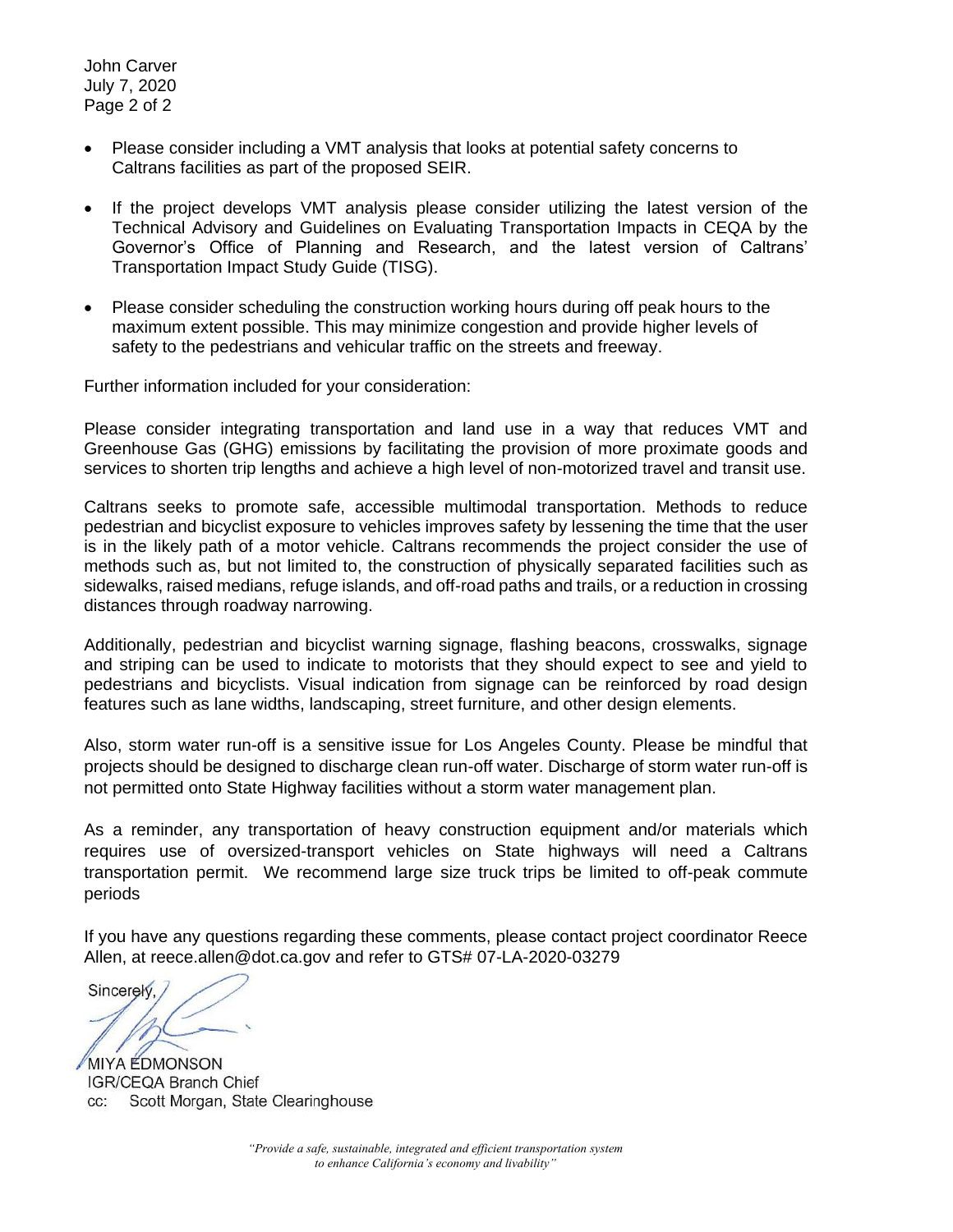- Please consider including a VMT analysis that looks at potential safety concerns to Caltrans facilities as part of the proposed SEIR.

- If the project develops VMT analysis please consider utilizing the latest version of the Technical Advisory and Guidelines on Evaluating Transportation Impacts in CEQA by the Governor's Office of Planning and Research, and the latest version of Caltrans' Transportation Impact Study Guide (TISG).

- Please consider scheduling the construction working hours during off peak hours to the maximum extent possible. This may minimize congestion and provide higher levels of safety to the pedestrians and vehicular traffic on the streets and freeway.

Further information included for your consideration:

Please consider integrating transportation and land use in a way that reduces VMT and Greenhouse Gas (GHG) emissions by facilitating the provision of more proximate goods and services to shorten trip lengths and achieve a high level of non-motorized travel and transit use.

Caltrans seeks to promote safe, accessible multimodal transportation. Methods to reduce pedestrian and bicyclist exposure to vehicles improves safety by lessening the time that the user is in the likely path of a motor vehicle. Caltrans recommends the project consider the use of methods such as, but not limited to, the construction of physically separated facilities such as sidewalks, raised medians, refuge islands, and off-road paths and trails, or a reduction in crossing distances through roadway narrowing.

Additionally, pedestrian and bicyclist warning signage, flashing beacons, crosswalks, signage and striping can be used to indicate to motorists that they should expect to see and yield to pedestrians and bicyclists. Visual indication from signage can be reinforced by road design features such as lane widths, landscaping, street furniture, and other design elements.

Also, storm water run-off is a sensitive issue for Los Angeles County. Please be mindful that projects should be designed to discharge clean run-off water. Discharge of storm water run-off is not permitted onto State Highway facilities without a storm water management plan.

As a reminder, any transportation of heavy construction equipment and/or materials which requires use of oversized-transport vehicles on State highways will need a Caltrans transportation permit. We recommend large size truck trips be limited to off-peak commute periods

If you have any questions regarding these comments, please contact project coordinator Reece Allen, at reece.allen@dot.ca.gov and refer to GTS# 07-LA-2020-03279

Sincerely,

MIYA EDMONSON
IGR/CEQA Branch Chief
cc: Scott Morgan, State Clearinghouse

*"Provide a safe, sustainable, integrated and efficient transportation system to enhance California's economy and livability"*